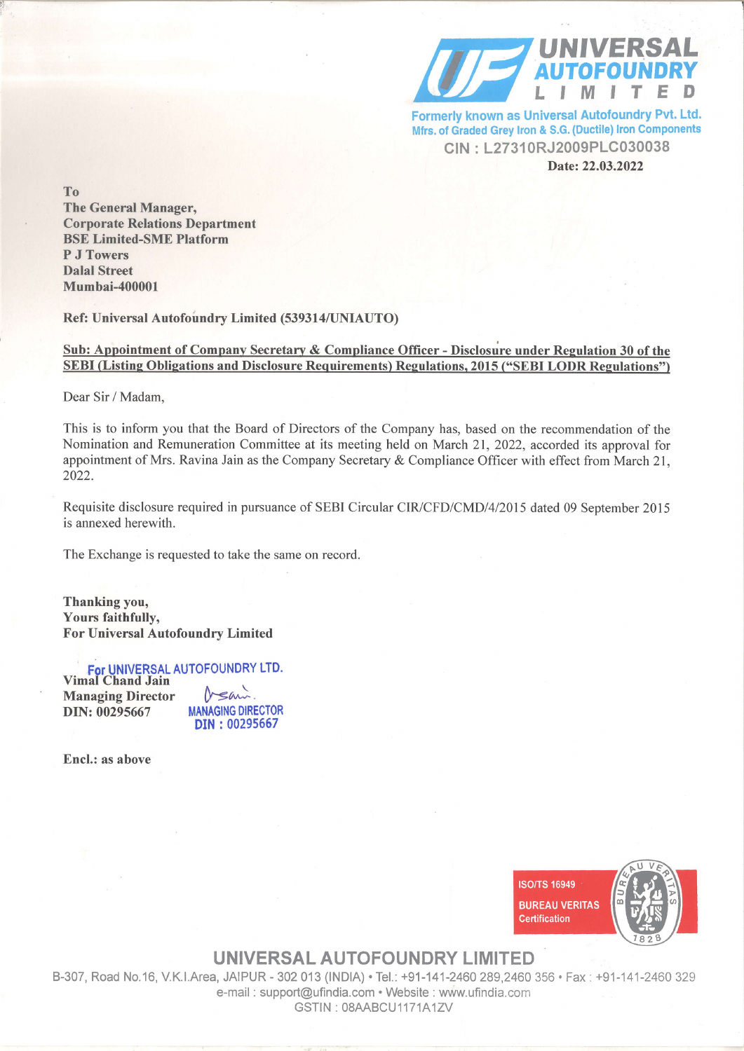**UNIVERSAL AUTOFOUNDRY LIMITED**

Formerly known as Universal Autofoundry Pvt. Ltd.
Mfrs. of Graded Grey Iron & S.G. (Ductile) Iron Components
CIN : L27310RJ2009PLC030038

**Date: 22.03.2022**

**To**
**The General Manager,**
**Corporate Relations Department**
**BSE Limited-SME Platform**
**P J Towers**
**Dalal Street**
**Mumbai-400001**

**Ref: Universal Autofoundry Limited (539314/UNIAUTO)**

**Sub: Appointment of Company Secretary & Compliance Officer - Disclosure under Regulation 30 of the SEBI (Listing Obligations and Disclosure Requirements) Regulations, 2015 ("SEBI LODR Regulations")**

Dear Sir / Madam,

This is to inform you that the Board of Directors of the Company has, based on the recommendation of the Nomination and Remuneration Committee at its meeting held on March 21, 2022, accorded its approval for appointment of Mrs. Ravina Jain as the Company Secretary & Compliance Officer with effect from March 21, 2022.

Requisite disclosure required in pursuance of SEBI Circular CIR/CFD/CMD/4/2015 dated 09 September 2015 is annexed herewith.

The Exchange is requested to take the same on record.

**Thanking you,**
**Yours faithfully,**
**For Universal Autofoundry Limited**

For UNIVERSAL AUTOFOUNDRY LTD.

**Vimal Chand Jain**
**Managing Director**
**DIN: 00295667**

MANAGING DIRECTOR
DIN : 00295667

**Encl.: as above**

ISO/TS 16949
BUREAU VERITAS Certification

**UNIVERSAL AUTOFOUNDRY LIMITED**
B-307, Road No.16, V.K.I.Area, JAIPUR - 302 013 (INDIA) • Tel.: +91-141-2460 289,2460 356 • Fax : +91-141-2460 329
e-mail : support@ufindia.com • Website : www.ufindia.com
GSTIN : 08AABCU1171A1ZV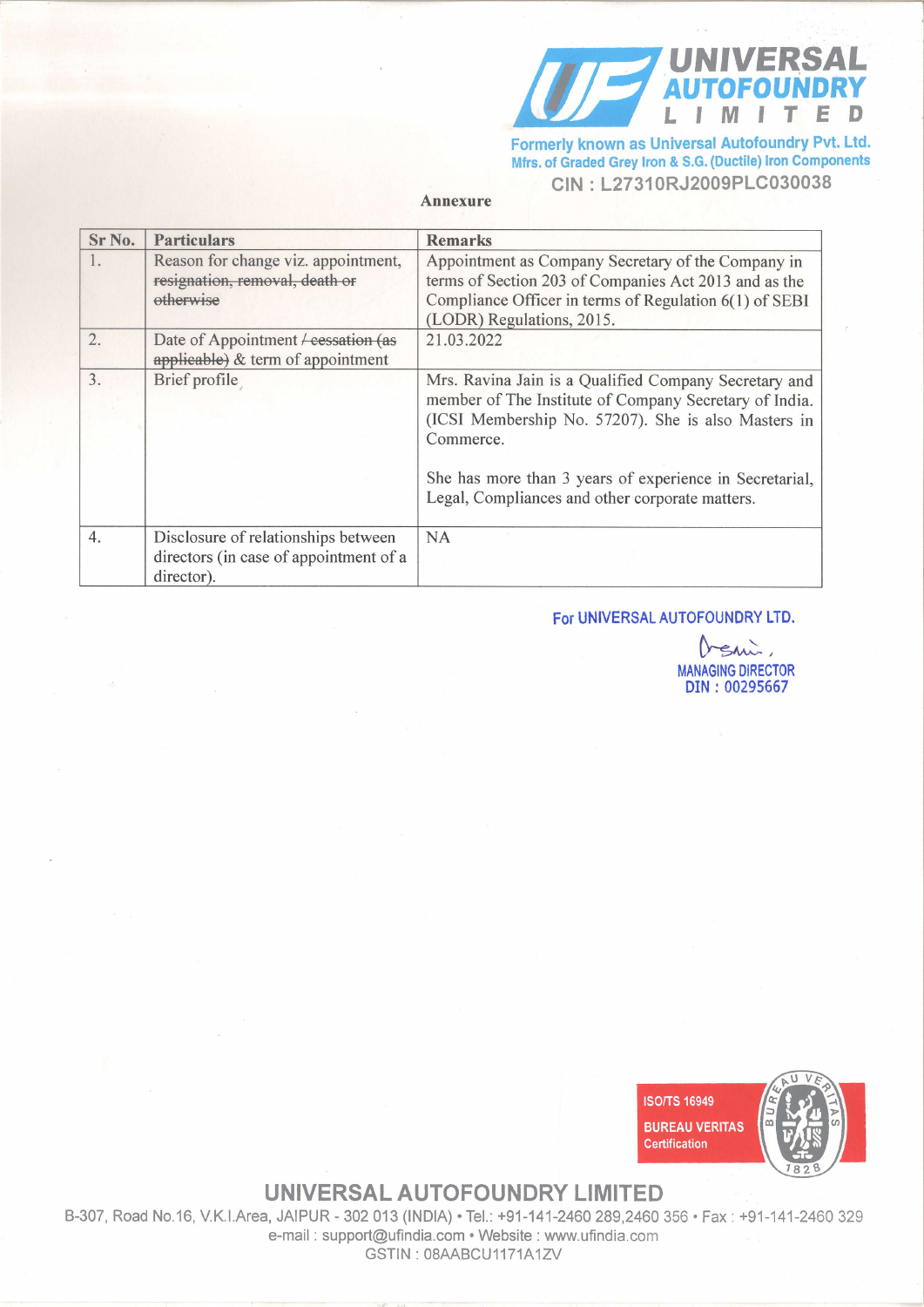UNIVERSAL AUTOFOUNDRY LIMITED

Formerly known as Universal Autofoundry Pvt. Ltd.
Mfrs. of Graded Grey Iron & S.G. (Ductile) Iron Components
CIN : L27310RJ2009PLC030038

**Annexure**

| Sr No. | Particulars | Remarks |
|---|---|---|
| 1. | Reason for change viz. appointment, ~~resignation, removal, death or otherwise~~ | Appointment as Company Secretary of the Company in terms of Section 203 of Companies Act 2013 and as the Compliance Officer in terms of Regulation 6(1) of SEBI (LODR) Regulations, 2015. |
| 2. | Date of Appointment ~~/ cessation (as applicable)~~ & term of appointment | 21.03.2022 |
| 3. | Brief profile | Mrs. Ravina Jain is a Qualified Company Secretary and member of The Institute of Company Secretary of India. (ICSI Membership No. 57207). She is also Masters in Commerce.<br><br>She has more than 3 years of experience in Secretarial, Legal, Compliances and other corporate matters. |
| 4. | Disclosure of relationships between directors (in case of appointment of a director). | NA |

For UNIVERSAL AUTOFOUNDRY LTD.

MANAGING DIRECTOR
DIN : 00295667

ISO/TS 16949
BUREAU VERITAS Certification

UNIVERSAL AUTOFOUNDRY LIMITED
B-307, Road No.16, V.K.I.Area, JAIPUR - 302 013 (INDIA) • Tel.: +91-141-2460 289,2460 356 • Fax : +91-141-2460 329
e-mail : support@ufindia.com • Website : www.ufindia.com
GSTIN : 08AABCU1171A1ZV